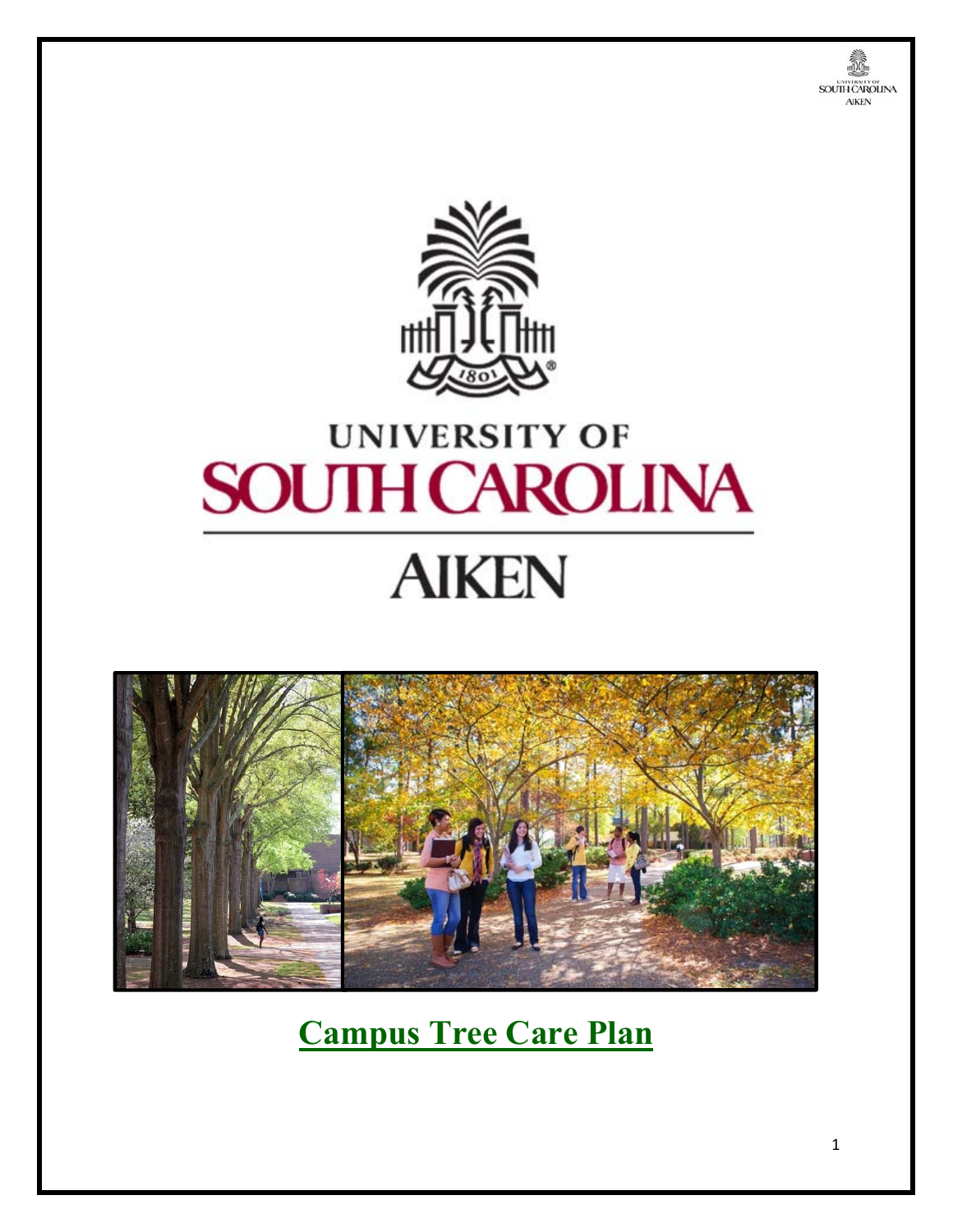# UNIVERSITY OF SOUTH CAROLINA AIKEN

# Campus Tree Care Plan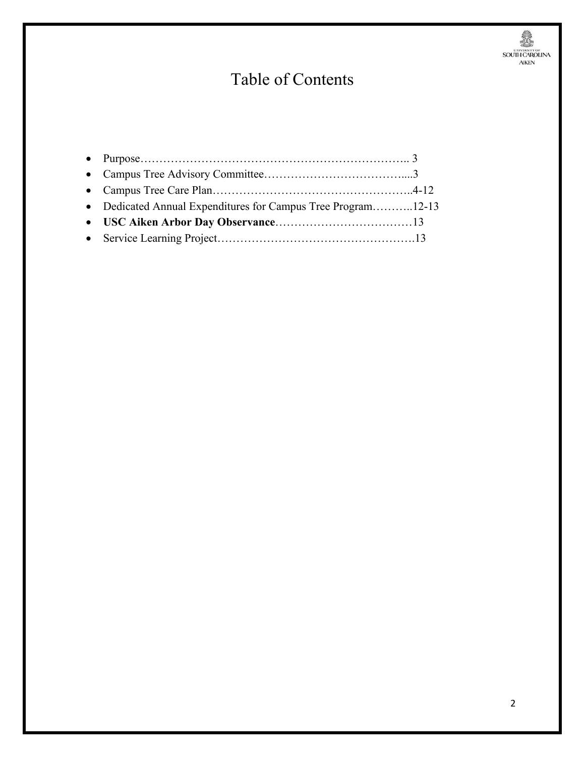# Table of Contents

- Purpose…………………………………………………………….. 3
- Campus Tree Advisory Committee………………………………....3
- Campus Tree Care Plan……………………………………………..4-12
- Dedicated Annual Expenditures for Campus Tree Program………..12-13
- **USC Aiken Arbor Day Observance**………………………………13
- Service Learning Project…………………………………………….13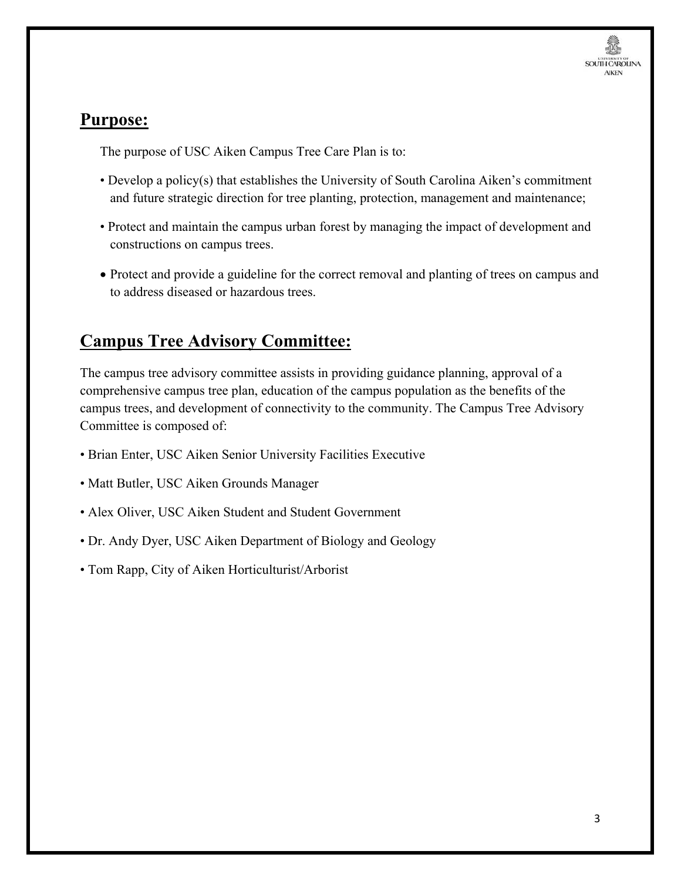## **Purpose:**

The purpose of USC Aiken Campus Tree Care Plan is to:

- Develop a policy(s) that establishes the University of South Carolina Aiken's commitment and future strategic direction for tree planting, protection, management and maintenance;
- Protect and maintain the campus urban forest by managing the impact of development and constructions on campus trees.
- Protect and provide a guideline for the correct removal and planting of trees on campus and to address diseased or hazardous trees.

## **Campus Tree Advisory Committee:**

The campus tree advisory committee assists in providing guidance planning, approval of a comprehensive campus tree plan, education of the campus population as the benefits of the campus trees, and development of connectivity to the community. The Campus Tree Advisory Committee is composed of:

- Brian Enter, USC Aiken Senior University Facilities Executive
- Matt Butler, USC Aiken Grounds Manager
- Alex Oliver, USC Aiken Student and Student Government
- Dr. Andy Dyer, USC Aiken Department of Biology and Geology
- Tom Rapp, City of Aiken Horticulturist/Arborist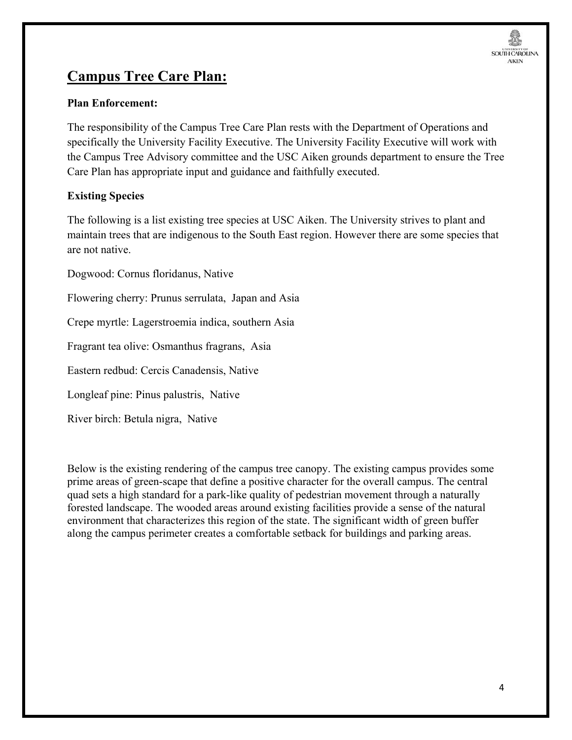# Campus Tree Care Plan:

**Plan Enforcement:**

The responsibility of the Campus Tree Care Plan rests with the Department of Operations and specifically the University Facility Executive. The University Facility Executive will work with the Campus Tree Advisory committee and the USC Aiken grounds department to ensure the Tree Care Plan has appropriate input and guidance and faithfully executed.

**Existing Species**

The following is a list existing tree species at USC Aiken. The University strives to plant and maintain trees that are indigenous to the South East region. However there are some species that are not native.

Dogwood: Cornus floridanus, Native

Flowering cherry: Prunus serrulata, Japan and Asia

Crepe myrtle: Lagerstroemia indica, southern Asia

Fragrant tea olive: Osmanthus fragrans, Asia

Eastern redbud: Cercis Canadensis, Native

Longleaf pine: Pinus palustris, Native

River birch: Betula nigra, Native

Below is the existing rendering of the campus tree canopy. The existing campus provides some prime areas of green-scape that define a positive character for the overall campus. The central quad sets a high standard for a park-like quality of pedestrian movement through a naturally forested landscape. The wooded areas around existing facilities provide a sense of the natural environment that characterizes this region of the state. The significant width of green buffer along the campus perimeter creates a comfortable setback for buildings and parking areas.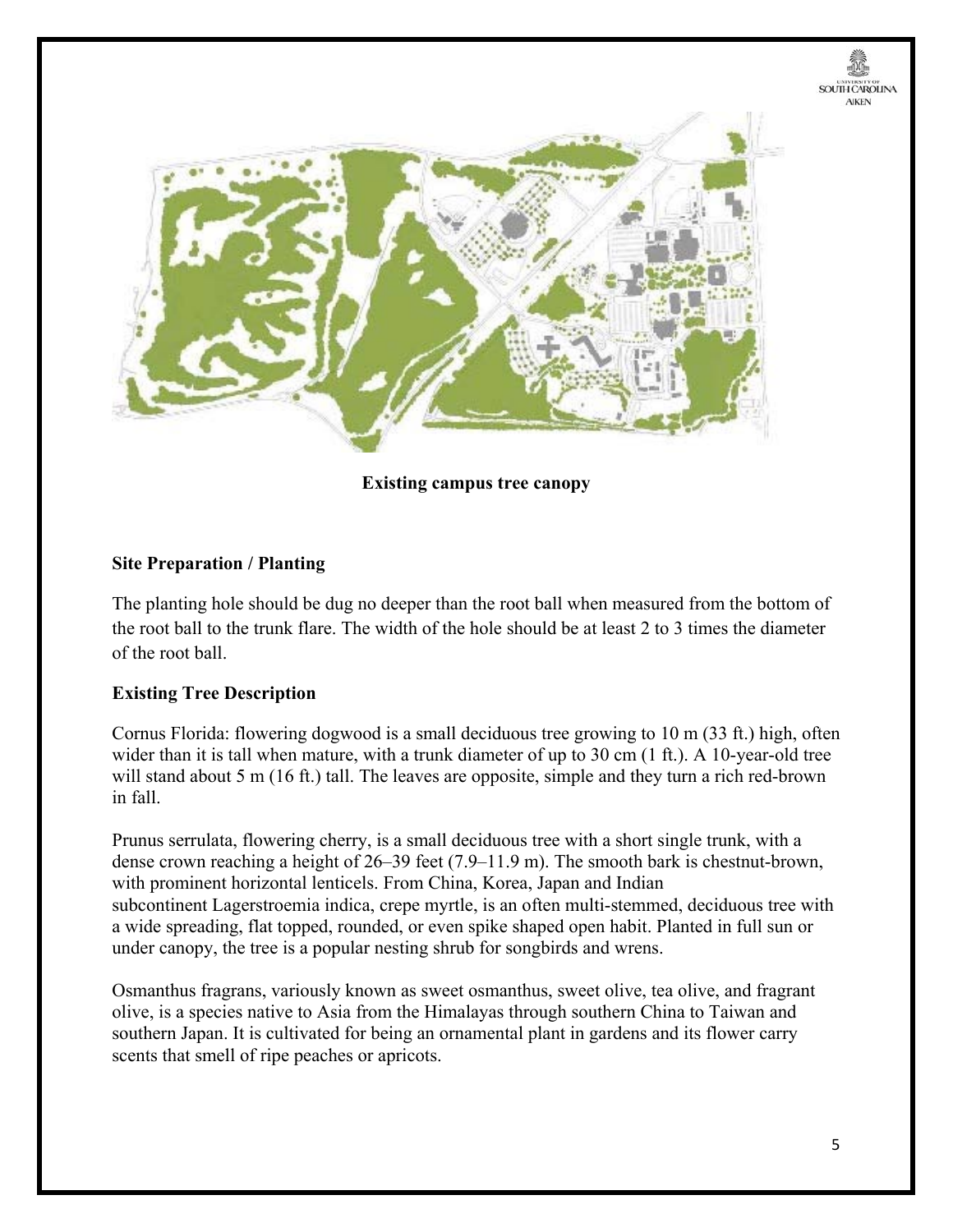**Existing campus tree canopy**

## Site Preparation / Planting

The planting hole should be dug no deeper than the root ball when measured from the bottom of the root ball to the trunk flare. The width of the hole should be at least 2 to 3 times the diameter of the root ball.

## Existing Tree Description

Cornus Florida: flowering dogwood is a small deciduous tree growing to 10 m (33 ft.) high, often wider than it is tall when mature, with a trunk diameter of up to 30 cm (1 ft.). A 10-year-old tree will stand about 5 m (16 ft.) tall. The leaves are opposite, simple and they turn a rich red-brown in fall.

Prunus serrulata, flowering cherry, is a small deciduous tree with a short single trunk, with a dense crown reaching a height of 26–39 feet (7.9–11.9 m). The smooth bark is chestnut-brown, with prominent horizontal lenticels. From China, Korea, Japan and Indian subcontinent Lagerstroemia indica, crepe myrtle, is an often multi-stemmed, deciduous tree with a wide spreading, flat topped, rounded, or even spike shaped open habit. Planted in full sun or under canopy, the tree is a popular nesting shrub for songbirds and wrens.

Osmanthus fragrans, variously known as sweet osmanthus, sweet olive, tea olive, and fragrant olive, is a species native to Asia from the Himalayas through southern China to Taiwan and southern Japan. It is cultivated for being an ornamental plant in gardens and its flower carry scents that smell of ripe peaches or apricots.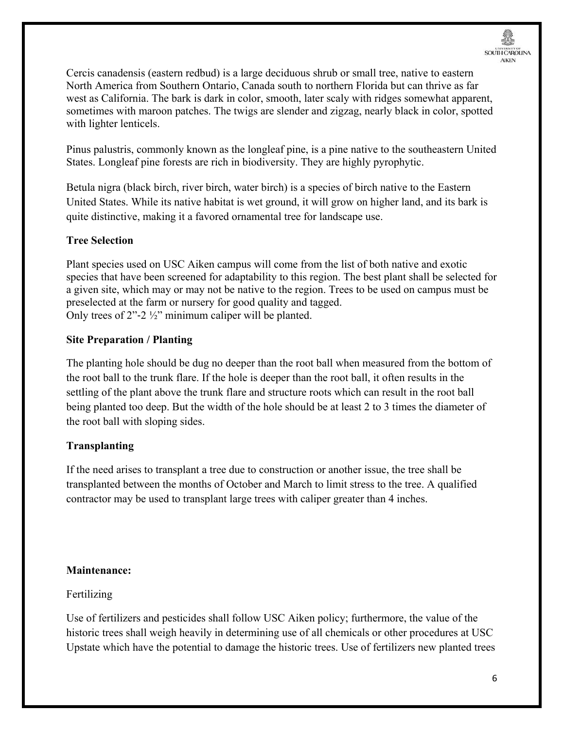Cercis canadensis (eastern redbud) is a large deciduous shrub or small tree, native to eastern North America from Southern Ontario, Canada south to northern Florida but can thrive as far west as California. The bark is dark in color, smooth, later scaly with ridges somewhat apparent, sometimes with maroon patches. The twigs are slender and zigzag, nearly black in color, spotted with lighter lenticels.

Pinus palustris, commonly known as the longleaf pine, is a pine native to the southeastern United States. Longleaf pine forests are rich in biodiversity. They are highly pyrophytic.

Betula nigra (black birch, river birch, water birch) is a species of birch native to the Eastern United States. While its native habitat is wet ground, it will grow on higher land, and its bark is quite distinctive, making it a favored ornamental tree for landscape use.

**Tree Selection**

Plant species used on USC Aiken campus will come from the list of both native and exotic species that have been screened for adaptability to this region. The best plant shall be selected for a given site, which may or may not be native to the region. Trees to be used on campus must be preselected at the farm or nursery for good quality and tagged.
Only trees of 2”-2 ½” minimum caliper will be planted.

**Site Preparation / Planting**

The planting hole should be dug no deeper than the root ball when measured from the bottom of the root ball to the trunk flare. If the hole is deeper than the root ball, it often results in the settling of the plant above the trunk flare and structure roots which can result in the root ball being planted too deep. But the width of the hole should be at least 2 to 3 times the diameter of the root ball with sloping sides.

**Transplanting**

If the need arises to transplant a tree due to construction or another issue, the tree shall be transplanted between the months of October and March to limit stress to the tree. A qualified contractor may be used to transplant large trees with caliper greater than 4 inches.

**Maintenance:**

Fertilizing

Use of fertilizers and pesticides shall follow USC Aiken policy; furthermore, the value of the historic trees shall weigh heavily in determining use of all chemicals or other procedures at USC Upstate which have the potential to damage the historic trees. Use of fertilizers new planted trees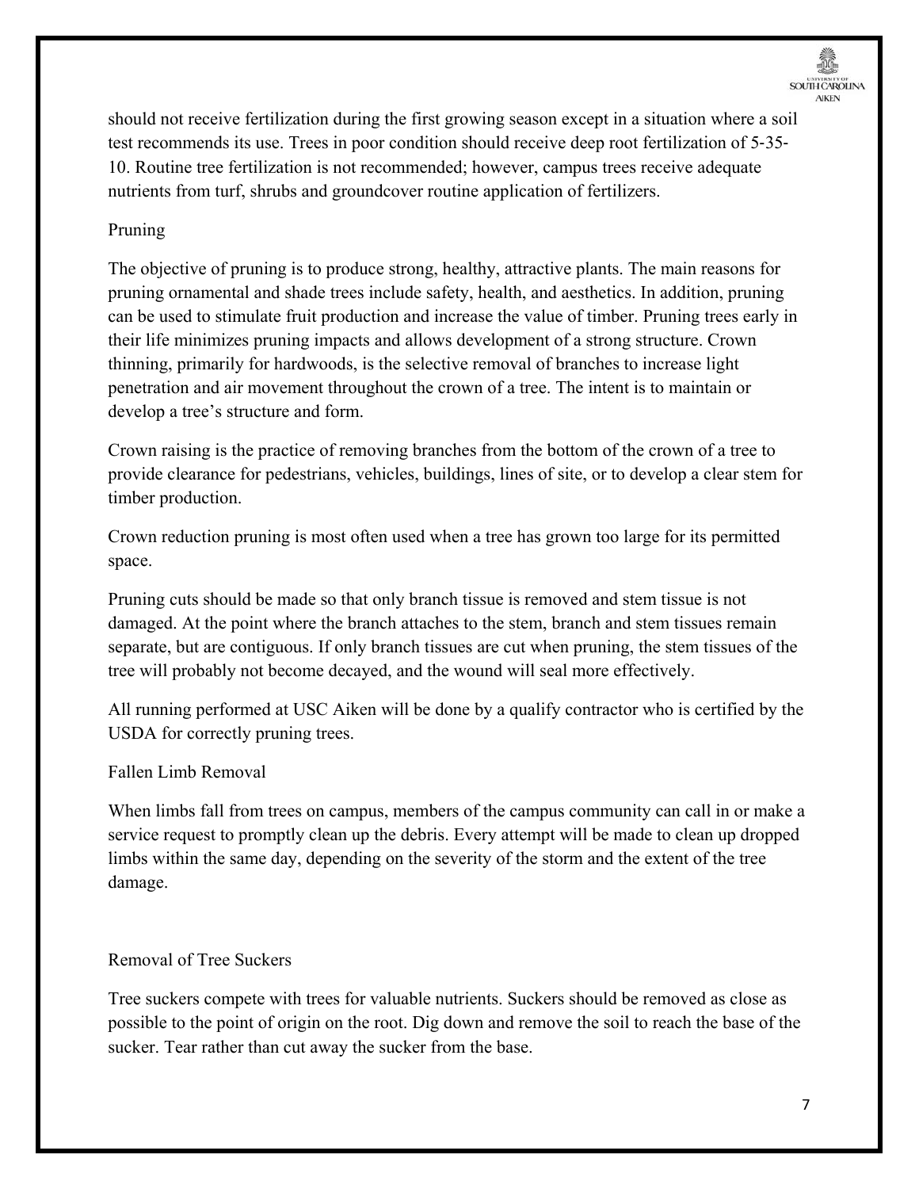should not receive fertilization during the first growing season except in a situation where a soil test recommends its use. Trees in poor condition should receive deep root fertilization of 5-35-10. Routine tree fertilization is not recommended; however, campus trees receive adequate nutrients from turf, shrubs and groundcover routine application of fertilizers.

## Pruning

The objective of pruning is to produce strong, healthy, attractive plants. The main reasons for pruning ornamental and shade trees include safety, health, and aesthetics. In addition, pruning can be used to stimulate fruit production and increase the value of timber. Pruning trees early in their life minimizes pruning impacts and allows development of a strong structure. Crown thinning, primarily for hardwoods, is the selective removal of branches to increase light penetration and air movement throughout the crown of a tree. The intent is to maintain or develop a tree's structure and form.

Crown raising is the practice of removing branches from the bottom of the crown of a tree to provide clearance for pedestrians, vehicles, buildings, lines of site, or to develop a clear stem for timber production.

Crown reduction pruning is most often used when a tree has grown too large for its permitted space.

Pruning cuts should be made so that only branch tissue is removed and stem tissue is not damaged. At the point where the branch attaches to the stem, branch and stem tissues remain separate, but are contiguous. If only branch tissues are cut when pruning, the stem tissues of the tree will probably not become decayed, and the wound will seal more effectively.

All running performed at USC Aiken will be done by a qualify contractor who is certified by the USDA for correctly pruning trees.

## Fallen Limb Removal

When limbs fall from trees on campus, members of the campus community can call in or make a service request to promptly clean up the debris. Every attempt will be made to clean up dropped limbs within the same day, depending on the severity of the storm and the extent of the tree damage.

## Removal of Tree Suckers

Tree suckers compete with trees for valuable nutrients. Suckers should be removed as close as possible to the point of origin on the root. Dig down and remove the soil to reach the base of the sucker. Tear rather than cut away the sucker from the base.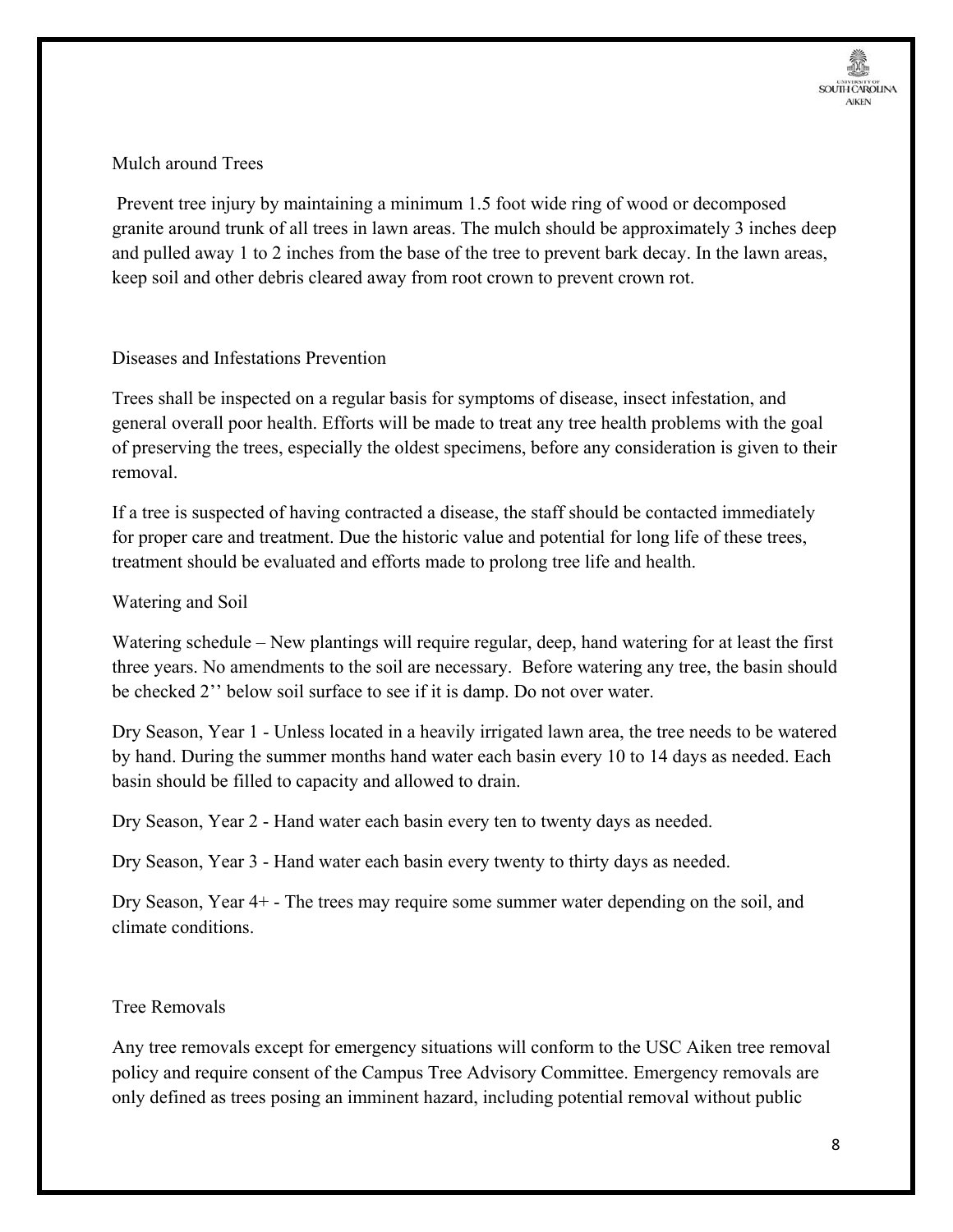## Mulch around Trees

Prevent tree injury by maintaining a minimum 1.5 foot wide ring of wood or decomposed granite around trunk of all trees in lawn areas. The mulch should be approximately 3 inches deep and pulled away 1 to 2 inches from the base of the tree to prevent bark decay. In the lawn areas, keep soil and other debris cleared away from root crown to prevent crown rot.

## Diseases and Infestations Prevention

Trees shall be inspected on a regular basis for symptoms of disease, insect infestation, and general overall poor health. Efforts will be made to treat any tree health problems with the goal of preserving the trees, especially the oldest specimens, before any consideration is given to their removal.

If a tree is suspected of having contracted a disease, the staff should be contacted immediately for proper care and treatment. Due the historic value and potential for long life of these trees, treatment should be evaluated and efforts made to prolong tree life and health.

## Watering and Soil

Watering schedule – New plantings will require regular, deep, hand watering for at least the first three years. No amendments to the soil are necessary. Before watering any tree, the basin should be checked 2'' below soil surface to see if it is damp. Do not over water.

Dry Season, Year 1 - Unless located in a heavily irrigated lawn area, the tree needs to be watered by hand. During the summer months hand water each basin every 10 to 14 days as needed. Each basin should be filled to capacity and allowed to drain.

Dry Season, Year 2 - Hand water each basin every ten to twenty days as needed.

Dry Season, Year 3 - Hand water each basin every twenty to thirty days as needed.

Dry Season, Year 4+ - The trees may require some summer water depending on the soil, and climate conditions.

## Tree Removals

Any tree removals except for emergency situations will conform to the USC Aiken tree removal policy and require consent of the Campus Tree Advisory Committee. Emergency removals are only defined as trees posing an imminent hazard, including potential removal without public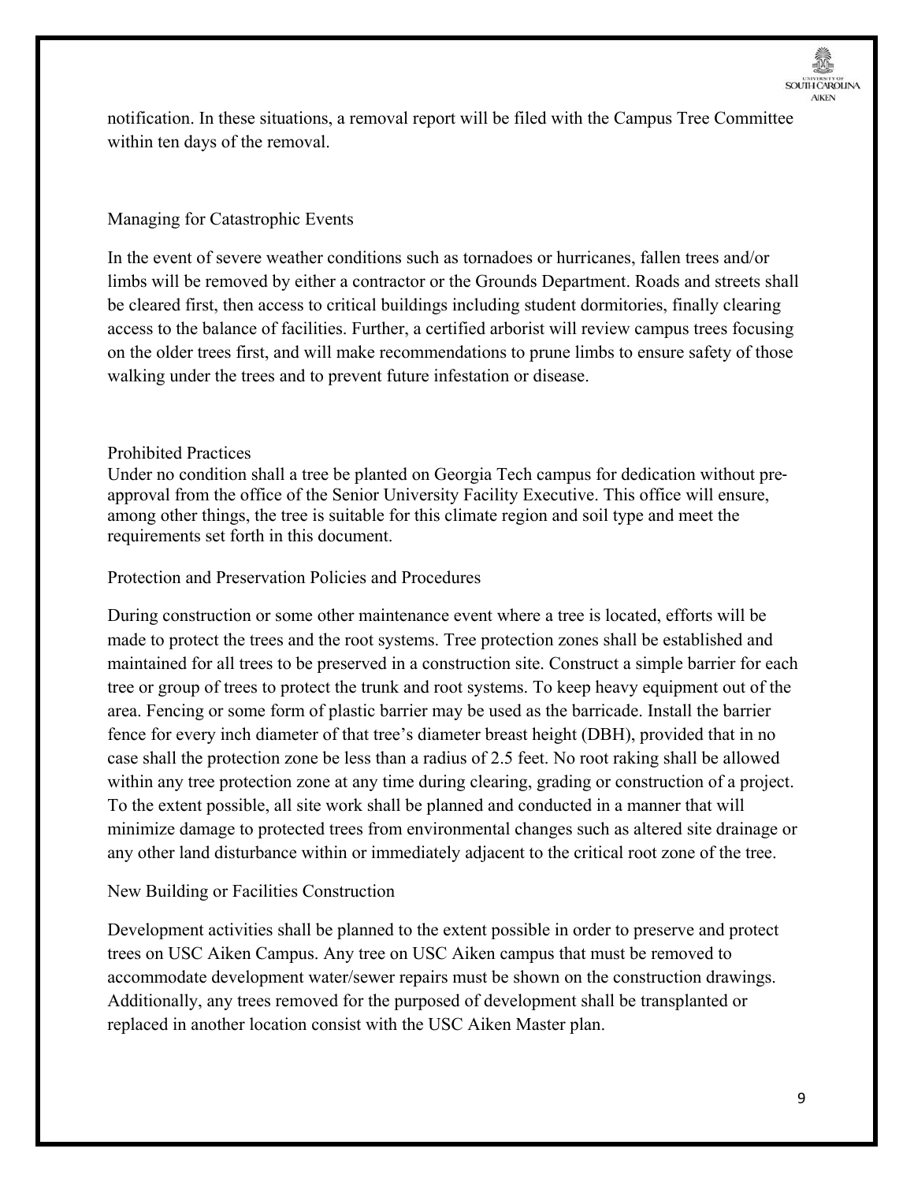notification. In these situations, a removal report will be filed with the Campus Tree Committee within ten days of the removal.

## Managing for Catastrophic Events

In the event of severe weather conditions such as tornadoes or hurricanes, fallen trees and/or limbs will be removed by either a contractor or the Grounds Department. Roads and streets shall be cleared first, then access to critical buildings including student dormitories, finally clearing access to the balance of facilities. Further, a certified arborist will review campus trees focusing on the older trees first, and will make recommendations to prune limbs to ensure safety of those walking under the trees and to prevent future infestation or disease.

## Prohibited Practices

Under no condition shall a tree be planted on Georgia Tech campus for dedication without pre-approval from the office of the Senior University Facility Executive. This office will ensure, among other things, the tree is suitable for this climate region and soil type and meet the requirements set forth in this document.

## Protection and Preservation Policies and Procedures

During construction or some other maintenance event where a tree is located, efforts will be made to protect the trees and the root systems. Tree protection zones shall be established and maintained for all trees to be preserved in a construction site. Construct a simple barrier for each tree or group of trees to protect the trunk and root systems. To keep heavy equipment out of the area. Fencing or some form of plastic barrier may be used as the barricade. Install the barrier fence for every inch diameter of that tree's diameter breast height (DBH), provided that in no case shall the protection zone be less than a radius of 2.5 feet. No root raking shall be allowed within any tree protection zone at any time during clearing, grading or construction of a project. To the extent possible, all site work shall be planned and conducted in a manner that will minimize damage to protected trees from environmental changes such as altered site drainage or any other land disturbance within or immediately adjacent to the critical root zone of the tree.

## New Building or Facilities Construction

Development activities shall be planned to the extent possible in order to preserve and protect trees on USC Aiken Campus. Any tree on USC Aiken campus that must be removed to accommodate development water/sewer repairs must be shown on the construction drawings. Additionally, any trees removed for the purposed of development shall be transplanted or replaced in another location consist with the USC Aiken Master plan.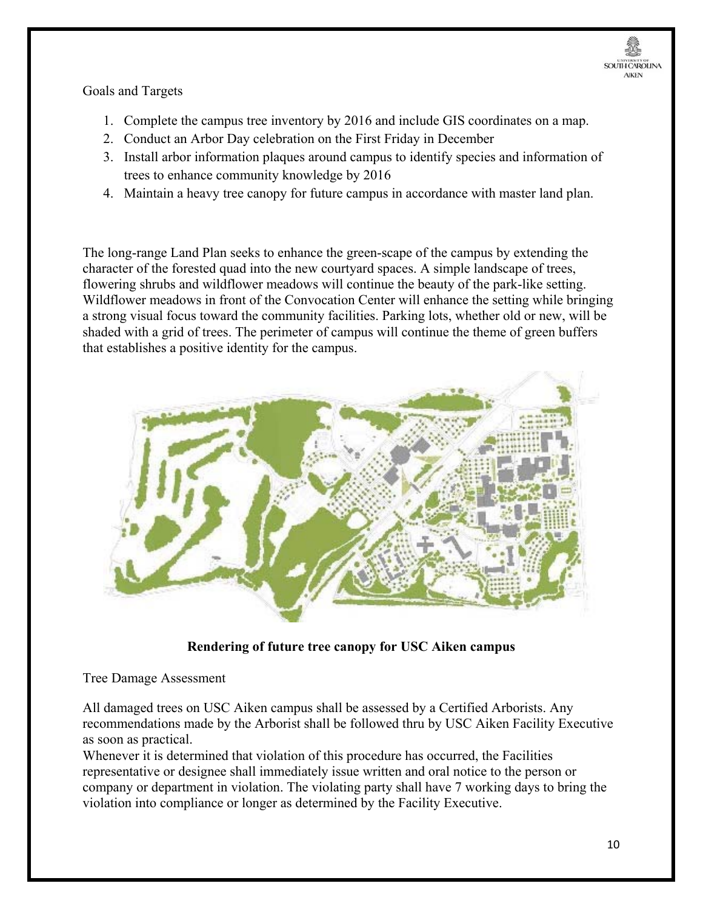Goals and Targets

1. Complete the campus tree inventory by 2016 and include GIS coordinates on a map.
2. Conduct an Arbor Day celebration on the First Friday in December
3. Install arbor information plaques around campus to identify species and information of trees to enhance community knowledge by 2016
4. Maintain a heavy tree canopy for future campus in accordance with master land plan.

The long-range Land Plan seeks to enhance the green-scape of the campus by extending the character of the forested quad into the new courtyard spaces. A simple landscape of trees, flowering shrubs and wildflower meadows will continue the beauty of the park-like setting. Wildflower meadows in front of the Convocation Center will enhance the setting while bringing a strong visual focus toward the community facilities. Parking lots, whether old or new, will be shaded with a grid of trees. The perimeter of campus will continue the theme of green buffers that establishes a positive identity for the campus.

**Rendering of future tree canopy for USC Aiken campus**

Tree Damage Assessment

All damaged trees on USC Aiken campus shall be assessed by a Certified Arborists. Any recommendations made by the Arborist shall be followed thru by USC Aiken Facility Executive as soon as practical.

Whenever it is determined that violation of this procedure has occurred, the Facilities representative or designee shall immediately issue written and oral notice to the person or company or department in violation. The violating party shall have 7 working days to bring the violation into compliance or longer as determined by the Facility Executive.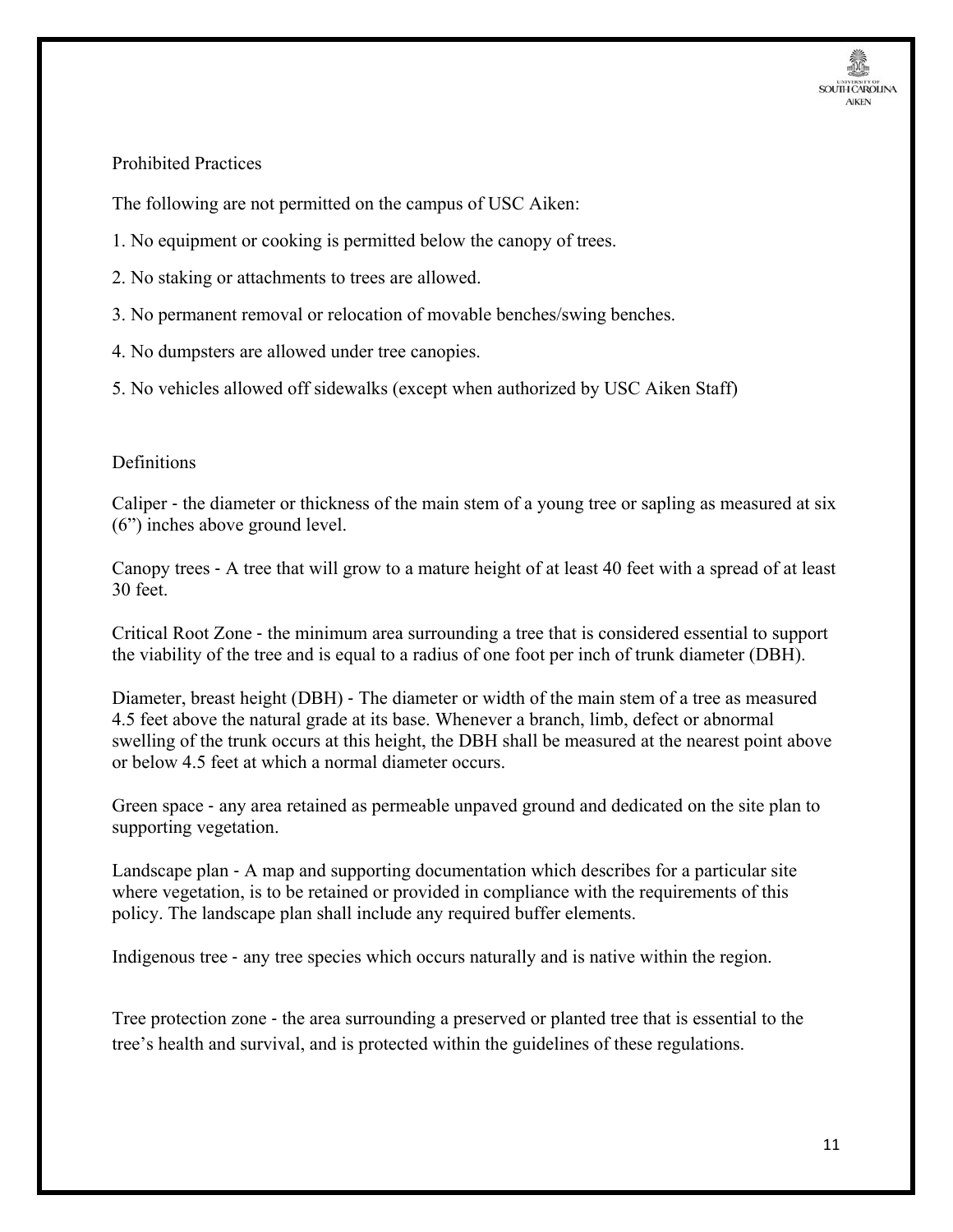## Prohibited Practices

The following are not permitted on the campus of USC Aiken:

1. No equipment or cooking is permitted below the canopy of trees.
2. No staking or attachments to trees are allowed.
3. No permanent removal or relocation of movable benches/swing benches.
4. No dumpsters are allowed under tree canopies.
5. No vehicles allowed off sidewalks (except when authorized by USC Aiken Staff)

## Definitions

Caliper - the diameter or thickness of the main stem of a young tree or sapling as measured at six (6”) inches above ground level.

Canopy trees - A tree that will grow to a mature height of at least 40 feet with a spread of at least 30 feet.

Critical Root Zone - the minimum area surrounding a tree that is considered essential to support the viability of the tree and is equal to a radius of one foot per inch of trunk diameter (DBH).

Diameter, breast height (DBH) - The diameter or width of the main stem of a tree as measured 4.5 feet above the natural grade at its base. Whenever a branch, limb, defect or abnormal swelling of the trunk occurs at this height, the DBH shall be measured at the nearest point above or below 4.5 feet at which a normal diameter occurs.

Green space - any area retained as permeable unpaved ground and dedicated on the site plan to supporting vegetation.

Landscape plan - A map and supporting documentation which describes for a particular site where vegetation, is to be retained or provided in compliance with the requirements of this policy. The landscape plan shall include any required buffer elements.

Indigenous tree - any tree species which occurs naturally and is native within the region.

Tree protection zone - the area surrounding a preserved or planted tree that is essential to the tree’s health and survival, and is protected within the guidelines of these regulations.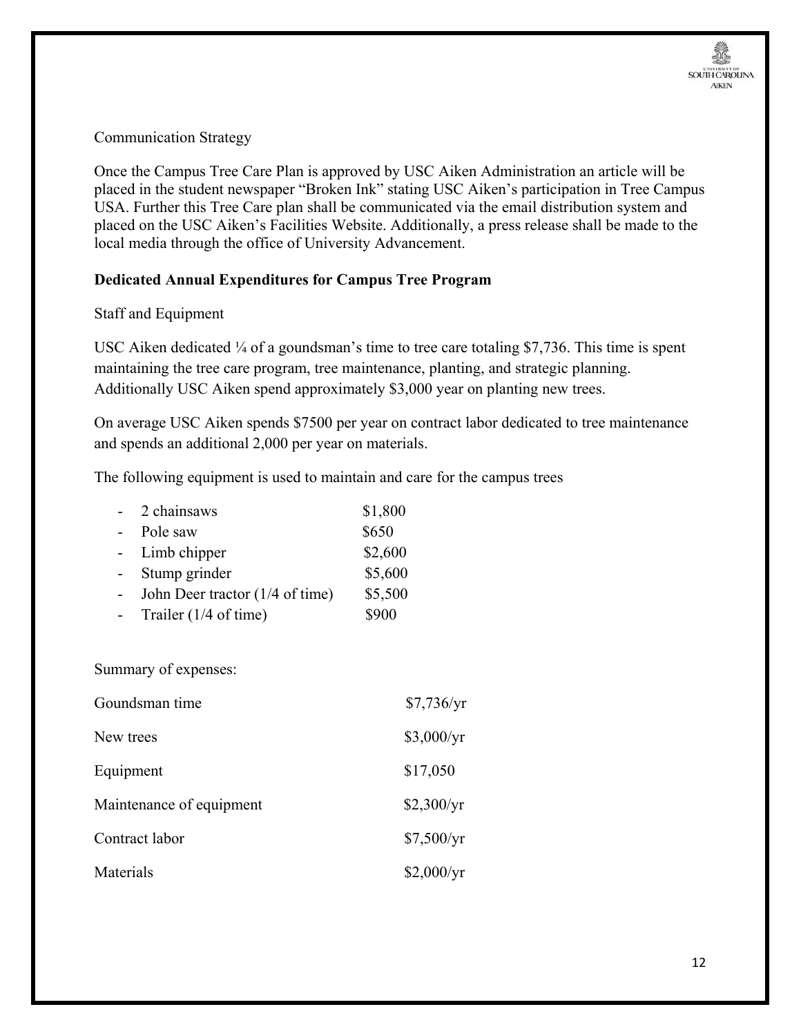Communication Strategy

Once the Campus Tree Care Plan is approved by USC Aiken Administration an article will be placed in the student newspaper "Broken Ink" stating USC Aiken's participation in Tree Campus USA. Further this Tree Care plan shall be communicated via the email distribution system and placed on the USC Aiken's Facilities Website. Additionally, a press release shall be made to the local media through the office of University Advancement.

**Dedicated Annual Expenditures for Campus Tree Program**

Staff and Equipment

USC Aiken dedicated ¼ of a goundsman's time to tree care totaling $7,736. This time is spent maintaining the tree care program, tree maintenance, planting, and strategic planning. Additionally USC Aiken spend approximately $3,000 year on planting new trees.

On average USC Aiken spends $7500 per year on contract labor dedicated to tree maintenance and spends an additional 2,000 per year on materials.

The following equipment is used to maintain and care for the campus trees

- 2 chainsaws $1,800
- Pole saw $650
- Limb chipper $2,600
- Stump grinder $5,600
- John Deer tractor (1/4 of time) $5,500
- Trailer (1/4 of time) $900

Summary of expenses:

| | |
|---|---|
| Goundsman time | $7,736/yr |
| New trees | $3,000/yr |
| Equipment | $17,050 |
| Maintenance of equipment | $2,300/yr |
| Contract labor | $7,500/yr |
| Materials | $2,000/yr |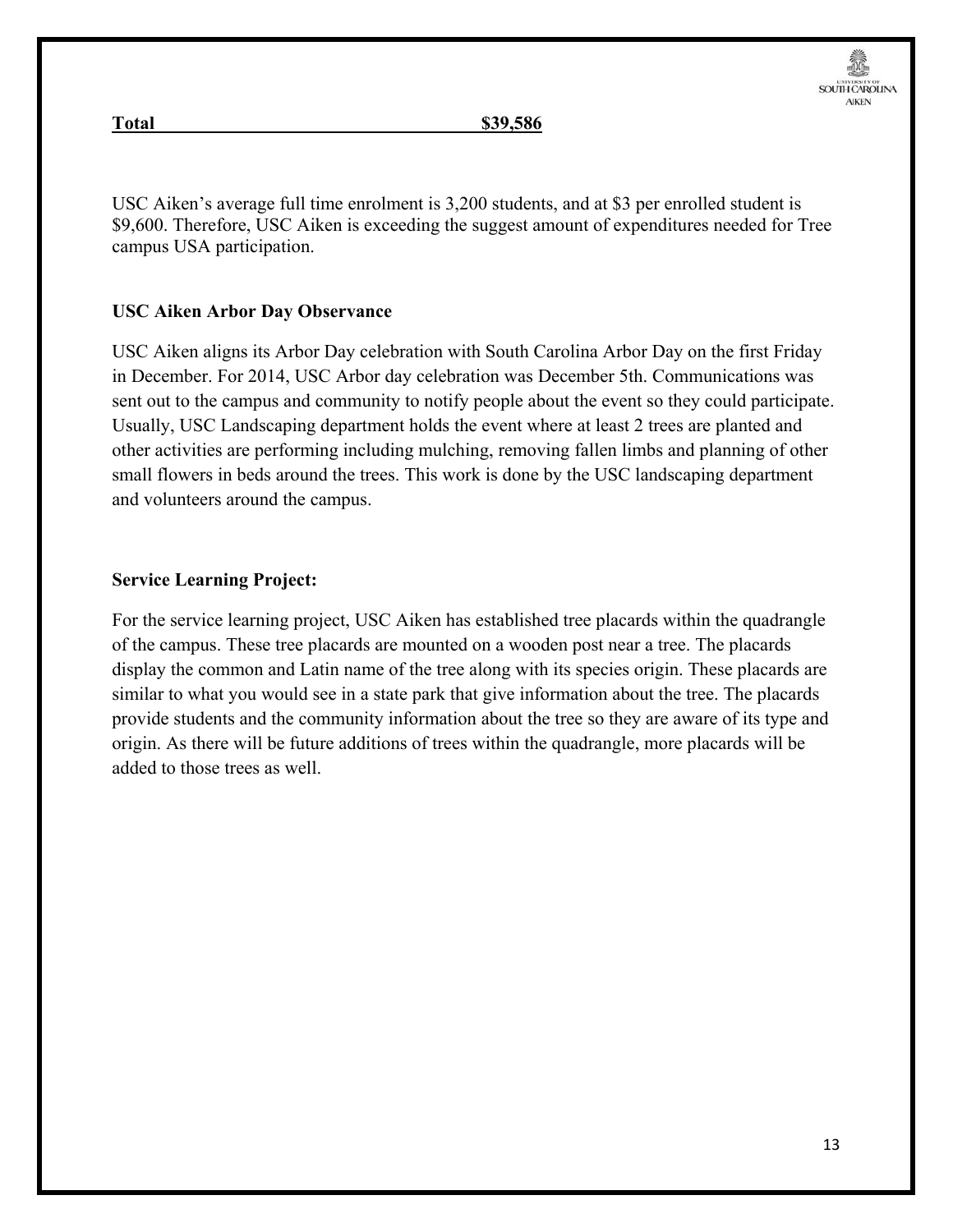**Total $39,586**

USC Aiken's average full time enrolment is 3,200 students, and at $3 per enrolled student is $9,600. Therefore, USC Aiken is exceeding the suggest amount of expenditures needed for Tree campus USA participation.

**USC Aiken Arbor Day Observance**

USC Aiken aligns its Arbor Day celebration with South Carolina Arbor Day on the first Friday in December. For 2014, USC Arbor day celebration was December 5th. Communications was sent out to the campus and community to notify people about the event so they could participate. Usually, USC Landscaping department holds the event where at least 2 trees are planted and other activities are performing including mulching, removing fallen limbs and planning of other small flowers in beds around the trees. This work is done by the USC landscaping department and volunteers around the campus.

**Service Learning Project:**

For the service learning project, USC Aiken has established tree placards within the quadrangle of the campus. These tree placards are mounted on a wooden post near a tree. The placards display the common and Latin name of the tree along with its species origin. These placards are similar to what you would see in a state park that give information about the tree. The placards provide students and the community information about the tree so they are aware of its type and origin. As there will be future additions of trees within the quadrangle, more placards will be added to those trees as well.